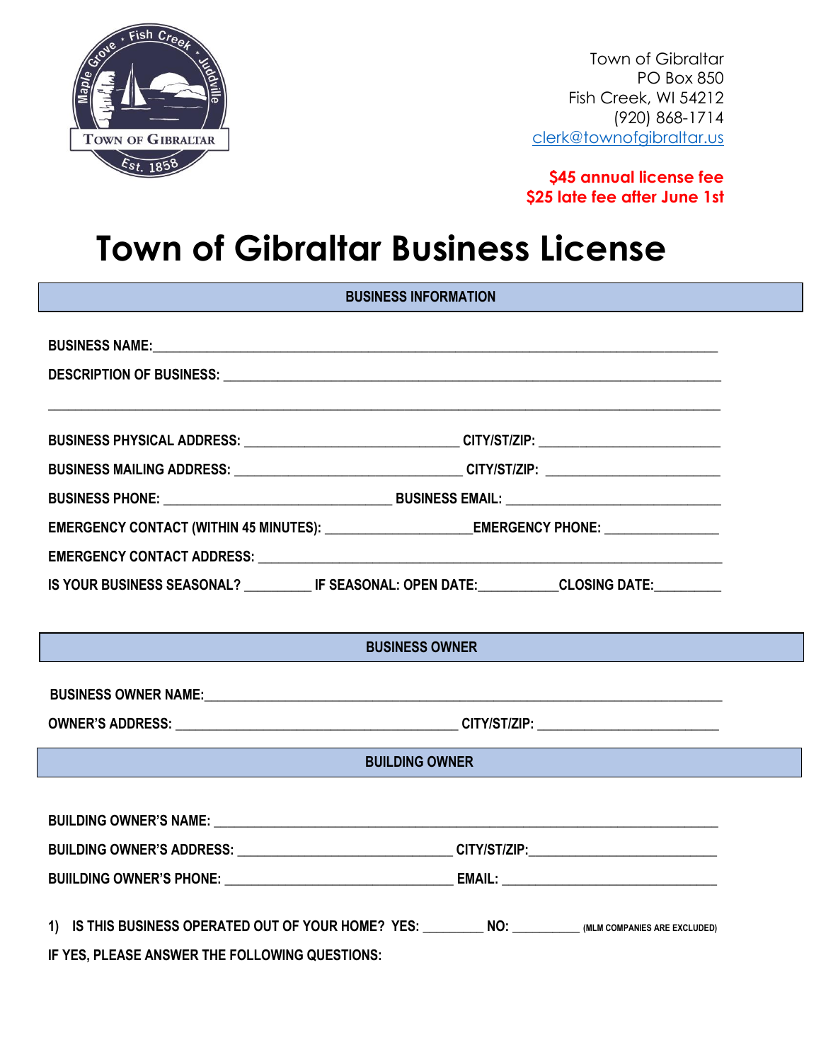Town of Gibraltar
PO Box 850
Fish Creek, WI 54212
(920) 868-1714
clerk@townofgibraltar.us

**$45 annual license fee**
**$25 late fee after June 1st**

# Town of Gibraltar Business License

## BUSINESS INFORMATION

**BUSINESS NAME:** ____________________________________________

**DESCRIPTION OF BUSINESS:** ____________________________________________

____________________________________________

**BUSINESS PHYSICAL ADDRESS:** ____________________ **CITY/ST/ZIP:** ____________________

**BUSINESS MAILING ADDRESS:** ____________________ **CITY/ST/ZIP:** ____________________

**BUSINESS PHONE:** ____________________ **BUSINESS EMAIL:** ____________________

**EMERGENCY CONTACT (WITHIN 45 MINUTES):** ____________________ **EMERGENCY PHONE:** ____________________

**EMERGENCY CONTACT ADDRESS:** ____________________________________________

**IS YOUR BUSINESS SEASONAL?** __________ **IF SEASONAL: OPEN DATE:** __________ **CLOSING DATE:** __________

## BUSINESS OWNER

**BUSINESS OWNER NAME:** ____________________________________________

**OWNER'S ADDRESS:** ____________________ **CITY/ST/ZIP:** ____________________

## BUILDING OWNER

**BUILDING OWNER'S NAME:** ____________________________________________

**BUILDING OWNER'S ADDRESS:** ____________________ **CITY/ST/ZIP:** ____________________

**BUIILDING OWNER'S PHONE:** ____________________ **EMAIL:** ____________________

**1) IS THIS BUSINESS OPERATED OUT OF YOUR HOME? YES:** __________ **NO:** __________ **(MLM COMPANIES ARE EXCLUDED)**

**IF YES, PLEASE ANSWER THE FOLLOWING QUESTIONS:**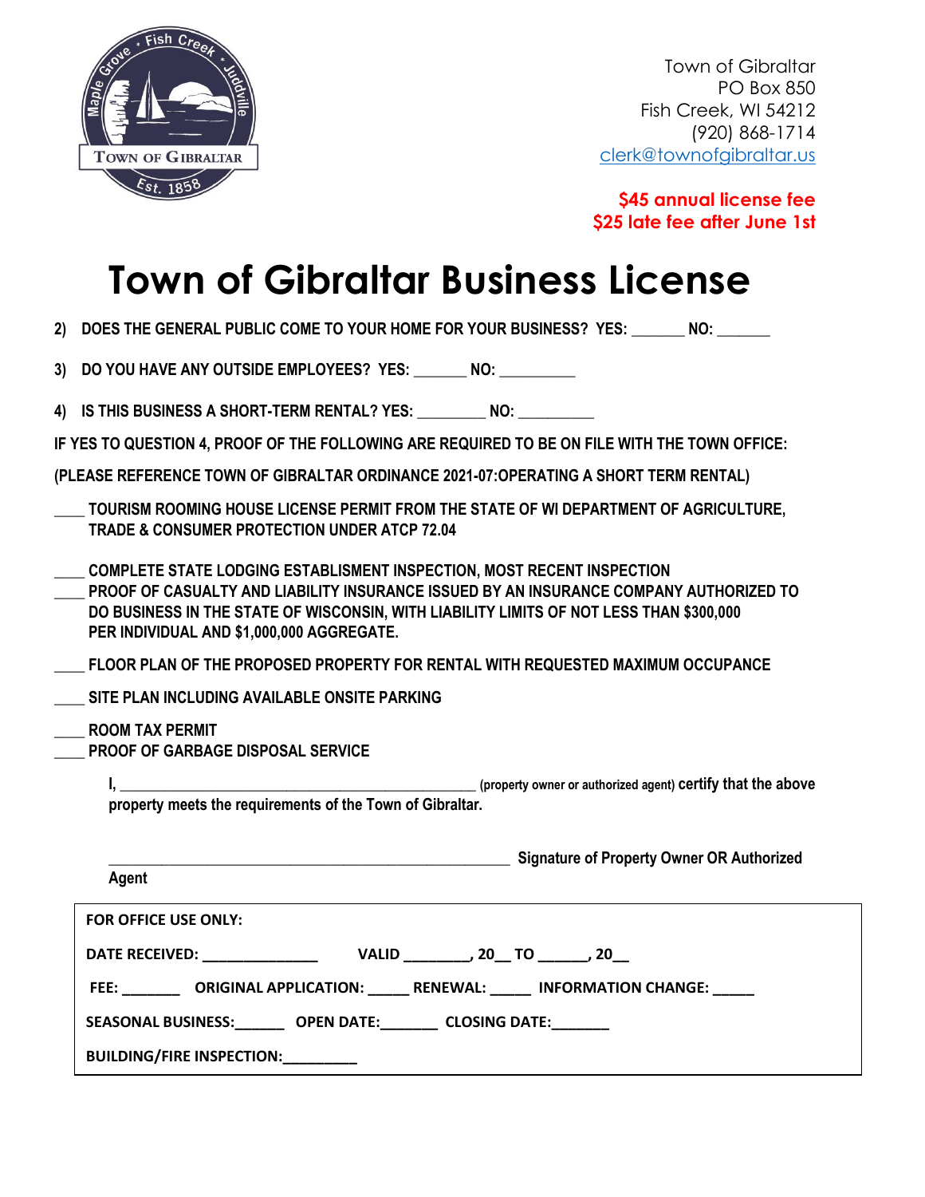Town of Gibraltar
PO Box 850
Fish Creek, WI 54212
(920) 868-1714
clerk@townofgibraltar.us

**$45 annual license fee**
**$25 late fee after June 1st**

# Town of Gibraltar Business License

2) DOES THE GENERAL PUBLIC COME TO YOUR HOME FOR YOUR BUSINESS? YES: _______ NO: _______

3) DO YOU HAVE ANY OUTSIDE EMPLOYEES? YES: _______ NO: __________

4) IS THIS BUSINESS A SHORT-TERM RENTAL? YES: _________ NO: __________

IF YES TO QUESTION 4, PROOF OF THE FOLLOWING ARE REQUIRED TO BE ON FILE WITH THE TOWN OFFICE:

(PLEASE REFERENCE TOWN OF GIBRALTAR ORDINANCE 2021-07:OPERATING A SHORT TERM RENTAL)

____ TOURISM ROOMING HOUSE LICENSE PERMIT FROM THE STATE OF WI DEPARTMENT OF AGRICULTURE, TRADE & CONSUMER PROTECTION UNDER ATCP 72.04

____ COMPLETE STATE LODGING ESTABLISMENT INSPECTION, MOST RECENT INSPECTION

____ PROOF OF CASUALTY AND LIABILITY INSURANCE ISSUED BY AN INSURANCE COMPANY AUTHORIZED TO DO BUSINESS IN THE STATE OF WISCONSIN, WITH LIABILITY LIMITS OF NOT LESS THAN $300,000 PER INDIVIDUAL AND $1,000,000 AGGREGATE.

____ FLOOR PLAN OF THE PROPOSED PROPERTY FOR RENTAL WITH REQUESTED MAXIMUM OCCUPANCE

____ SITE PLAN INCLUDING AVAILABLE ONSITE PARKING

____ ROOM TAX PERMIT

____ PROOF OF GARBAGE DISPOSAL SERVICE

I, ____________________________________________ (property owner or authorized agent) certify that the above property meets the requirements of the Town of Gibraltar.

_____________________________________________________ Signature of Property Owner OR Authorized Agent

**FOR OFFICE USE ONLY:**

DATE RECEIVED: ______________ VALID ________, 20__ TO ______, 20__

FEE: _______ ORIGINAL APPLICATION: _____ RENEWAL: _____ INFORMATION CHANGE: _____

SEASONAL BUSINESS:______ OPEN DATE:_______ CLOSING DATE:_______

BUILDING/FIRE INSPECTION:_________